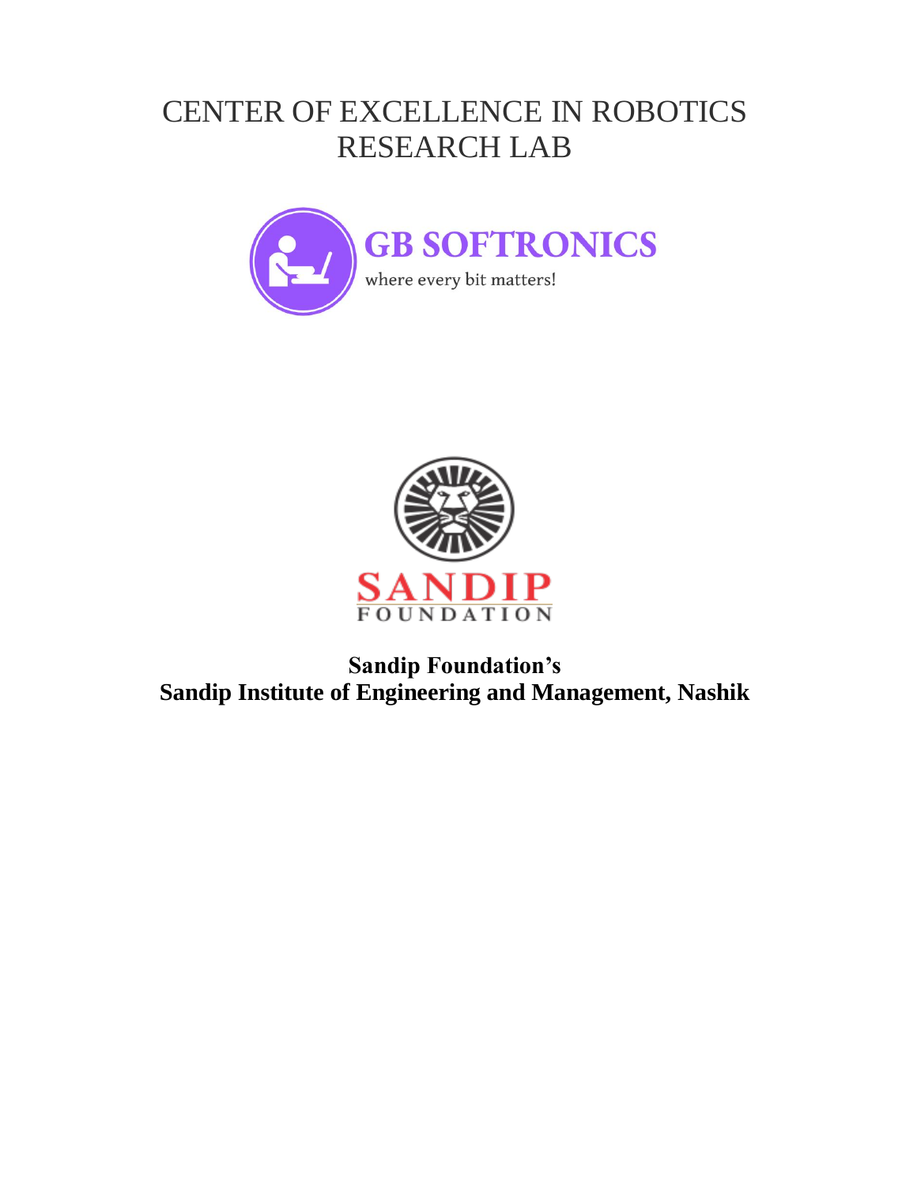# CENTER OF EXCELLENCE IN ROBOTICS RESEARCH LAB

GB SOFTRONICS

where every bit matters!

SANDIP

FOUNDATION

**Sandip Foundation's**
**Sandip Institute of Engineering and Management, Nashik**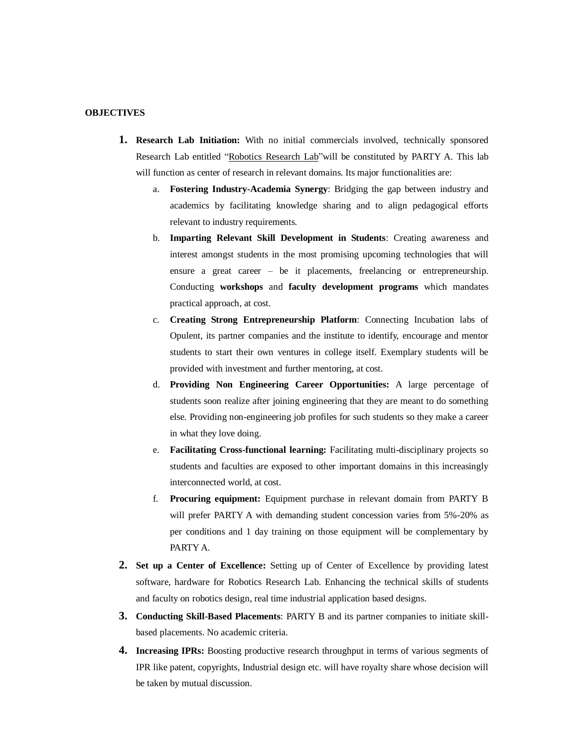**OBJECTIVES**

1. **Research Lab Initiation:** With no initial commercials involved, technically sponsored Research Lab entitled "Robotics Research Lab"will be constituted by PARTY A. This lab will function as center of research in relevant domains. Its major functionalities are:
   a. **Fostering Industry-Academia Synergy**: Bridging the gap between industry and academics by facilitating knowledge sharing and to align pedagogical efforts relevant to industry requirements.
   b. **Imparting Relevant Skill Development in Students**: Creating awareness and interest amongst students in the most promising upcoming technologies that will ensure a great career – be it placements, freelancing or entrepreneurship. Conducting **workshops** and **faculty development programs** which mandates practical approach, at cost.
   c. **Creating Strong Entrepreneurship Platform**: Connecting Incubation labs of Opulent, its partner companies and the institute to identify, encourage and mentor students to start their own ventures in college itself. Exemplary students will be provided with investment and further mentoring, at cost.
   d. **Providing Non Engineering Career Opportunities:** A large percentage of students soon realize after joining engineering that they are meant to do something else. Providing non-engineering job profiles for such students so they make a career in what they love doing.
   e. **Facilitating Cross-functional learning:** Facilitating multi-disciplinary projects so students and faculties are exposed to other important domains in this increasingly interconnected world, at cost.
   f. **Procuring equipment:** Equipment purchase in relevant domain from PARTY B will prefer PARTY A with demanding student concession varies from 5%-20% as per conditions and 1 day training on those equipment will be complementary by PARTY A.
2. **Set up a Center of Excellence:** Setting up of Center of Excellence by providing latest software, hardware for Robotics Research Lab. Enhancing the technical skills of students and faculty on robotics design, real time industrial application based designs.
3. **Conducting Skill-Based Placements**: PARTY B and its partner companies to initiate skill-based placements. No academic criteria.
4. **Increasing IPRs:** Boosting productive research throughput in terms of various segments of IPR like patent, copyrights, Industrial design etc. will have royalty share whose decision will be taken by mutual discussion.